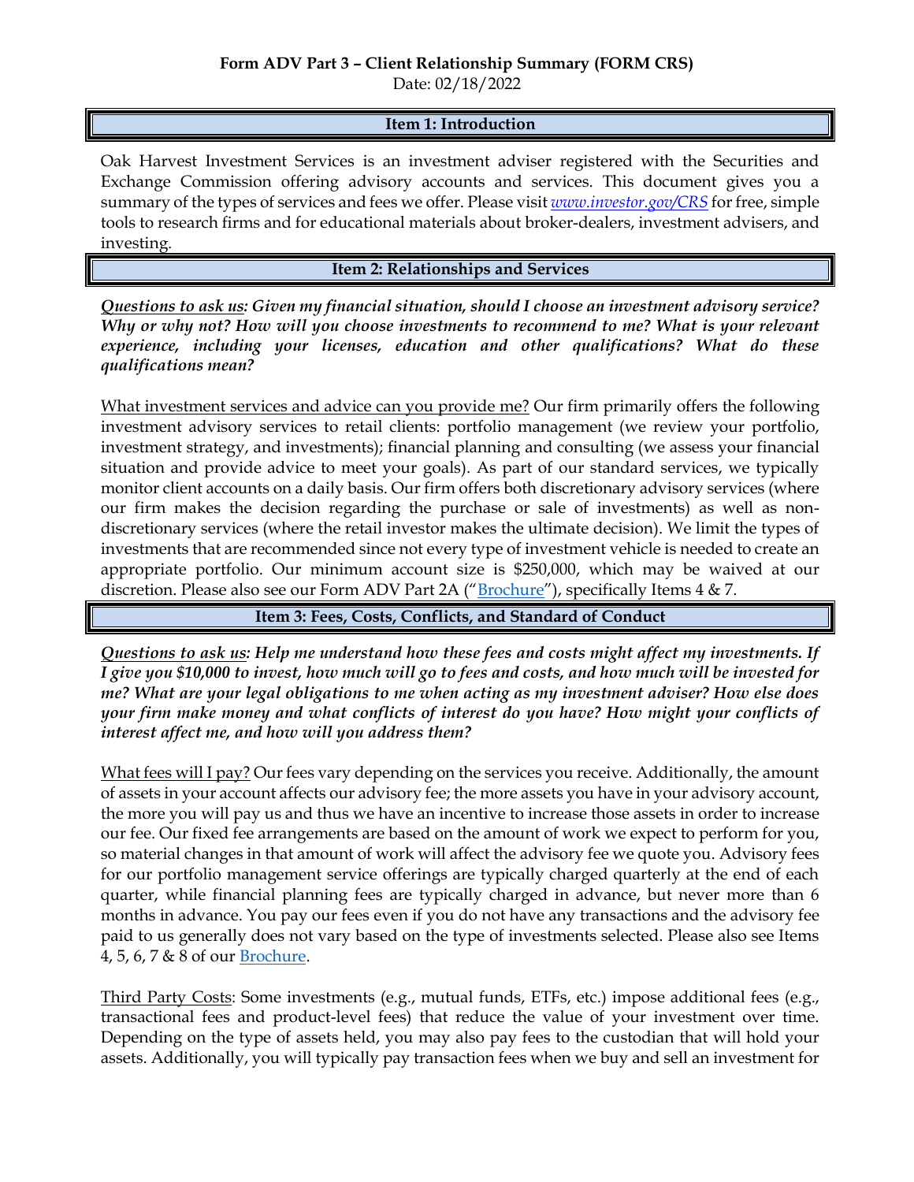**Form ADV Part 3 – Client Relationship Summary (FORM CRS)**

Date: 02/18/2022

## Item 1: Introduction

Oak Harvest Investment Services is an investment adviser registered with the Securities and Exchange Commission offering advisory accounts and services. This document gives you a summary of the types of services and fees we offer. Please visit *www.investor.gov/CRS* for free, simple tools to research firms and for educational materials about broker-dealers, investment advisers, and investing.

## Item 2: Relationships and Services

***Questions to ask us: Given my financial situation, should I choose an investment advisory service? Why or why not? How will you choose investments to recommend to me? What is your relevant experience, including your licenses, education and other qualifications? What do these qualifications mean?***

What investment services and advice can you provide me? Our firm primarily offers the following investment advisory services to retail clients: portfolio management (we review your portfolio, investment strategy, and investments); financial planning and consulting (we assess your financial situation and provide advice to meet your goals). As part of our standard services, we typically monitor client accounts on a daily basis. Our firm offers both discretionary advisory services (where our firm makes the decision regarding the purchase or sale of investments) as well as non-discretionary services (where the retail investor makes the ultimate decision). We limit the types of investments that are recommended since not every type of investment vehicle is needed to create an appropriate portfolio. Our minimum account size is $250,000, which may be waived at our discretion. Please also see our Form ADV Part 2A ("Brochure"), specifically Items 4 & 7.

## Item 3: Fees, Costs, Conflicts, and Standard of Conduct

***Questions to ask us: Help me understand how these fees and costs might affect my investments. If I give you $10,000 to invest, how much will go to fees and costs, and how much will be invested for me? What are your legal obligations to me when acting as my investment adviser? How else does your firm make money and what conflicts of interest do you have? How might your conflicts of interest affect me, and how will you address them?***

What fees will I pay? Our fees vary depending on the services you receive. Additionally, the amount of assets in your account affects our advisory fee; the more assets you have in your advisory account, the more you will pay us and thus we have an incentive to increase those assets in order to increase our fee. Our fixed fee arrangements are based on the amount of work we expect to perform for you, so material changes in that amount of work will affect the advisory fee we quote you. Advisory fees for our portfolio management service offerings are typically charged quarterly at the end of each quarter, while financial planning fees are typically charged in advance, but never more than 6 months in advance. You pay our fees even if you do not have any transactions and the advisory fee paid to us generally does not vary based on the type of investments selected. Please also see Items 4, 5, 6, 7 & 8 of our Brochure.

Third Party Costs: Some investments (e.g., mutual funds, ETFs, etc.) impose additional fees (e.g., transactional fees and product-level fees) that reduce the value of your investment over time. Depending on the type of assets held, you may also pay fees to the custodian that will hold your assets. Additionally, you will typically pay transaction fees when we buy and sell an investment for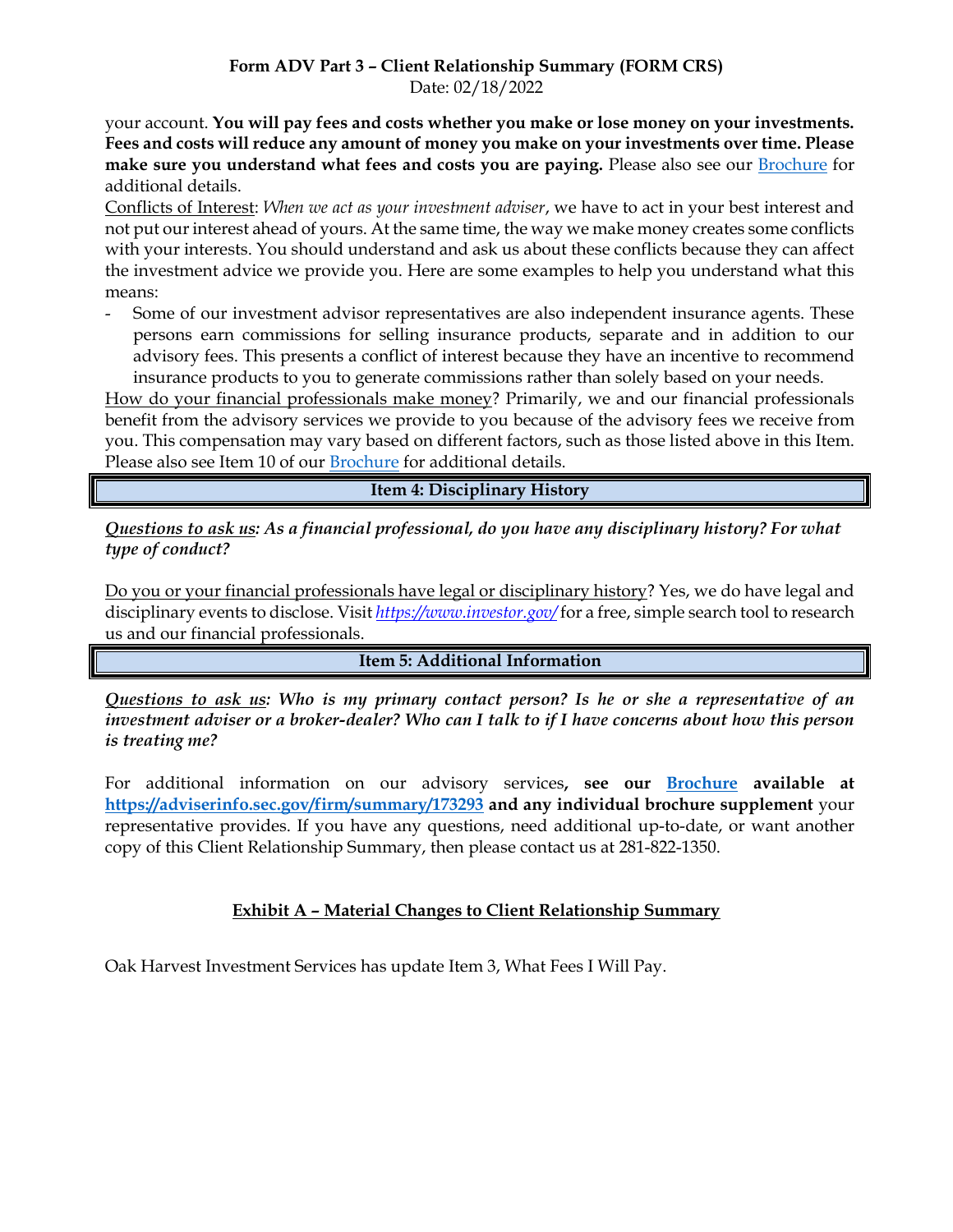your account. **You will pay fees and costs whether you make or lose money on your investments. Fees and costs will reduce any amount of money you make on your investments over time. Please make sure you understand what fees and costs you are paying.** Please also see our [Brochure](https://adviserinfo.sec.gov/firm/summary/173293) for additional details.

Conflicts of Interest: *When we act as your investment adviser*, we have to act in your best interest and not put our interest ahead of yours. At the same time, the way we make money creates some conflicts with your interests. You should understand and ask us about these conflicts because they can affect the investment advice we provide you. Here are some examples to help you understand what this means:

- Some of our investment advisor representatives are also independent insurance agents. These persons earn commissions for selling insurance products, separate and in addition to our advisory fees. This presents a conflict of interest because they have an incentive to recommend insurance products to you to generate commissions rather than solely based on your needs.

How do your financial professionals make money? Primarily, we and our financial professionals benefit from the advisory services we provide to you because of the advisory fees we receive from you. This compensation may vary based on different factors, such as those listed above in this Item. Please also see Item 10 of our [Brochure](https://adviserinfo.sec.gov/firm/summary/173293) for additional details.

## Item 4: Disciplinary History

***Questions to ask us**: As a financial professional, do you have any disciplinary history? For what type of conduct?*

Do you or your financial professionals have legal or disciplinary history? Yes, we do have legal and disciplinary events to disclose. Visit *https://www.investor.gov/* for a free, simple search tool to research us and our financial professionals.

## Item 5: Additional Information

***Questions to ask us**: Who is my primary contact person? Is he or she a representative of an investment adviser or a broker-dealer? Who can I talk to if I have concerns about how this person is treating me?*

For additional information on our advisory services**, see our [Brochure](https://adviserinfo.sec.gov/firm/summary/173293) available at https://adviserinfo.sec.gov/firm/summary/173293 and any individual brochure supplement** your representative provides. If you have any questions, need additional up-to-date, or want another copy of this Client Relationship Summary, then please contact us at 281-822-1350.

## Exhibit A – Material Changes to Client Relationship Summary

Oak Harvest Investment Services has update Item 3, What Fees I Will Pay.